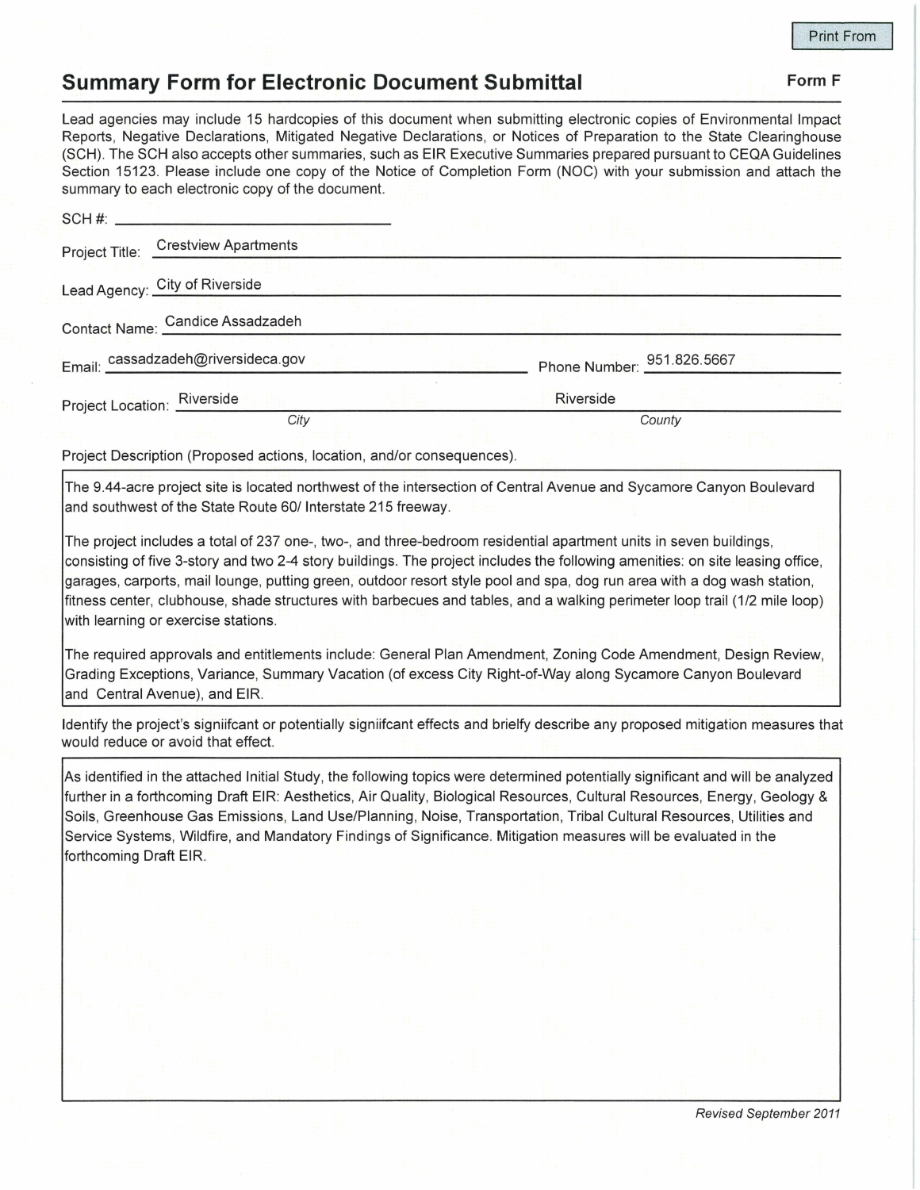Print From

# Summary Form for Electronic Document Submittal

**Form F**

Lead agencies may include 15 hardcopies of this document when submitting electronic copies of Environmental Impact Reports, Negative Declarations, Mitigated Negative Declarations, or Notices of Preparation to the State Clearinghouse (SCH). The SCH also accepts other summaries, such as EIR Executive Summaries prepared pursuant to CEQA Guidelines Section 15123. Please include one copy of the Notice of Completion Form (NOC) with your submission and attach the summary to each electronic copy of the document.

SCH #: ______________________

Project Title: Crestview Apartments

Lead Agency: City of Riverside

Contact Name: Candice Assadzadeh

Email: cassadzadeh@riversideca.gov

Phone Number: 951.826.5667

Project Location: Riverside (*City*), Riverside (*County*)

Project Description (Proposed actions, location, and/or consequences).

The 9.44-acre project site is located northwest of the intersection of Central Avenue and Sycamore Canyon Boulevard and southwest of the State Route 60/ Interstate 215 freeway.

The project includes a total of 237 one-, two-, and three-bedroom residential apartment units in seven buildings, consisting of five 3-story and two 2-4 story buildings. The project includes the following amenities: on site leasing office, garages, carports, mail lounge, putting green, outdoor resort style pool and spa, dog run area with a dog wash station, fitness center, clubhouse, shade structures with barbecues and tables, and a walking perimeter loop trail (1/2 mile loop) with learning or exercise stations.

The required approvals and entitlements include: General Plan Amendment, Zoning Code Amendment, Design Review, Grading Exceptions, Variance, Summary Vacation (of excess City Right-of-Way along Sycamore Canyon Boulevard and Central Avenue), and EIR.

Identify the project's signiifcant or potentially signiifcant effects and brielfy describe any proposed mitigation measures that would reduce or avoid that effect.

As identified in the attached Initial Study, the following topics were determined potentially significant and will be analyzed further in a forthcoming Draft EIR: Aesthetics, Air Quality, Biological Resources, Cultural Resources, Energy, Geology & Soils, Greenhouse Gas Emissions, Land Use/Planning, Noise, Transportation, Tribal Cultural Resources, Utilities and Service Systems, Wildfire, and Mandatory Findings of Significance. Mitigation measures will be evaluated in the forthcoming Draft EIR.

*Revised September 2011*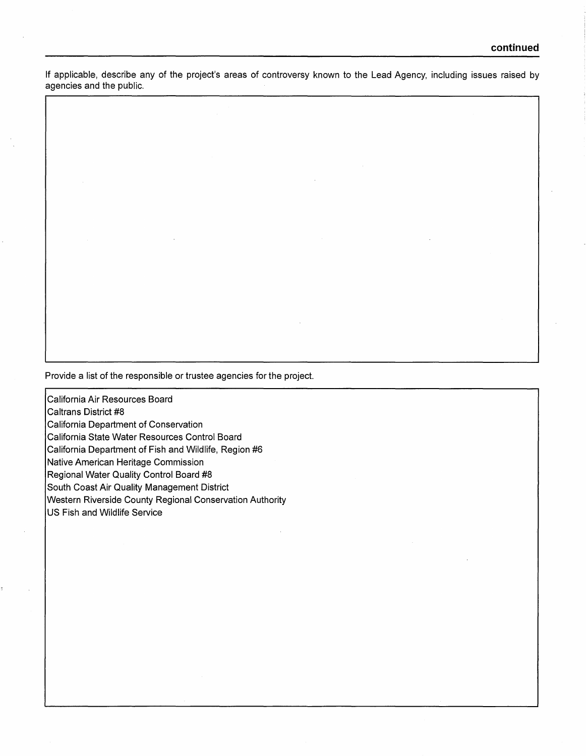**continued**

If applicable, describe any of the project's areas of controversy known to the Lead Agency, including issues raised by agencies and the public.

Provide a list of the responsible or trustee agencies for the project.

California Air Resources Board
Caltrans District #8
California Department of Conservation
California State Water Resources Control Board
California Department of Fish and Wildlife, Region #6
Native American Heritage Commission
Regional Water Quality Control Board #8
South Coast Air Quality Management District
Western Riverside County Regional Conservation Authority
US Fish and Wildlife Service